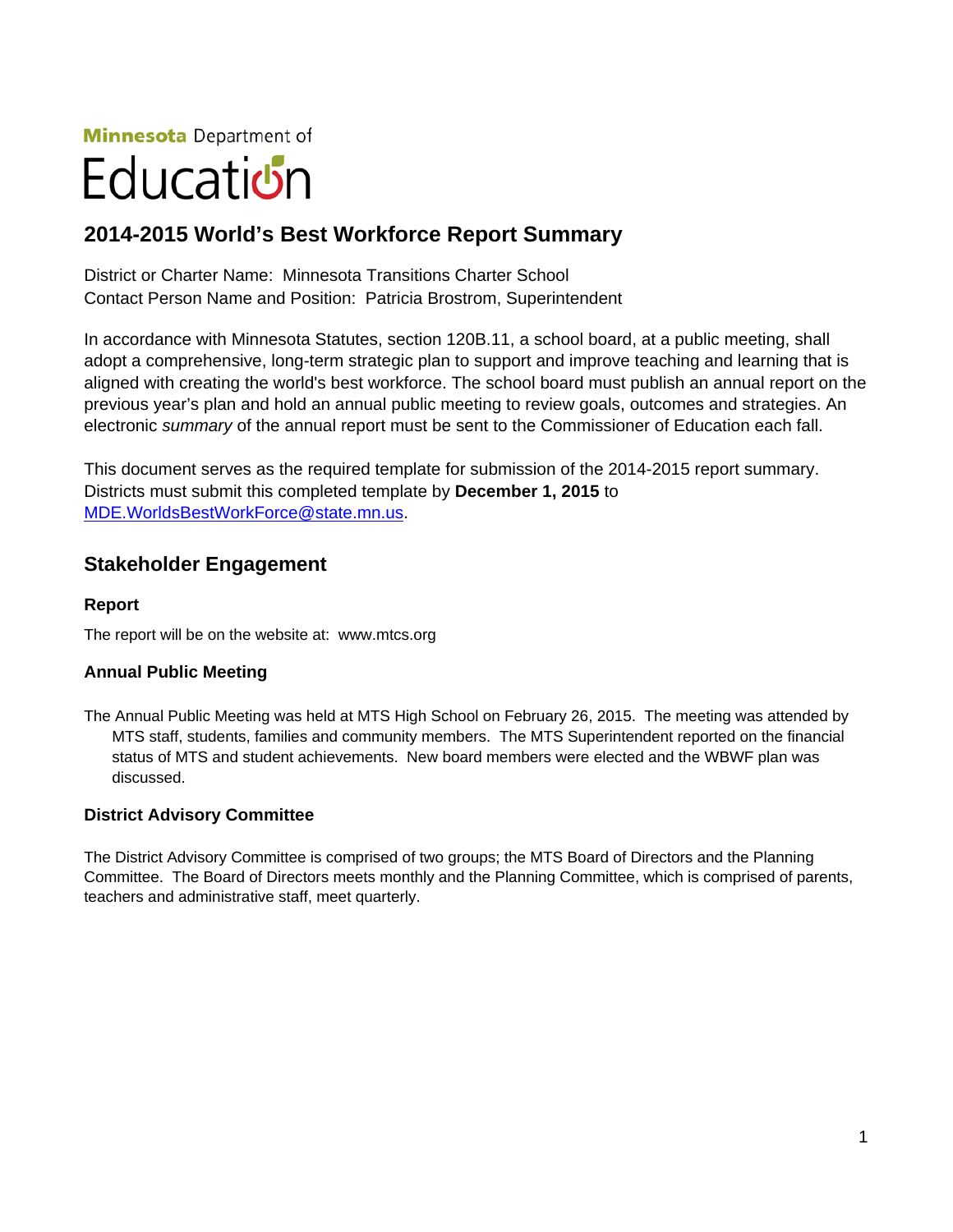Minnesota Department of

Education

## 2014-2015 World's Best Workforce Report Summary

District or Charter Name: Minnesota Transitions Charter School
Contact Person Name and Position: Patricia Brostrom, Superintendent

In accordance with Minnesota Statutes, section 120B.11, a school board, at a public meeting, shall adopt a comprehensive, long-term strategic plan to support and improve teaching and learning that is aligned with creating the world's best workforce. The school board must publish an annual report on the previous year's plan and hold an annual public meeting to review goals, outcomes and strategies. An electronic *summary* of the annual report must be sent to the Commissioner of Education each fall.

This document serves as the required template for submission of the 2014-2015 report summary. Districts must submit this completed template by **December 1, 2015** to MDE.WorldsBestWorkForce@state.mn.us.

## Stakeholder Engagement

### Report

The report will be on the website at: www.mtcs.org

### Annual Public Meeting

The Annual Public Meeting was held at MTS High School on February 26, 2015. The meeting was attended by MTS staff, students, families and community members. The MTS Superintendent reported on the financial status of MTS and student achievements. New board members were elected and the WBWF plan was discussed.

### District Advisory Committee

The District Advisory Committee is comprised of two groups; the MTS Board of Directors and the Planning Committee. The Board of Directors meets monthly and the Planning Committee, which is comprised of parents, teachers and administrative staff, meet quarterly.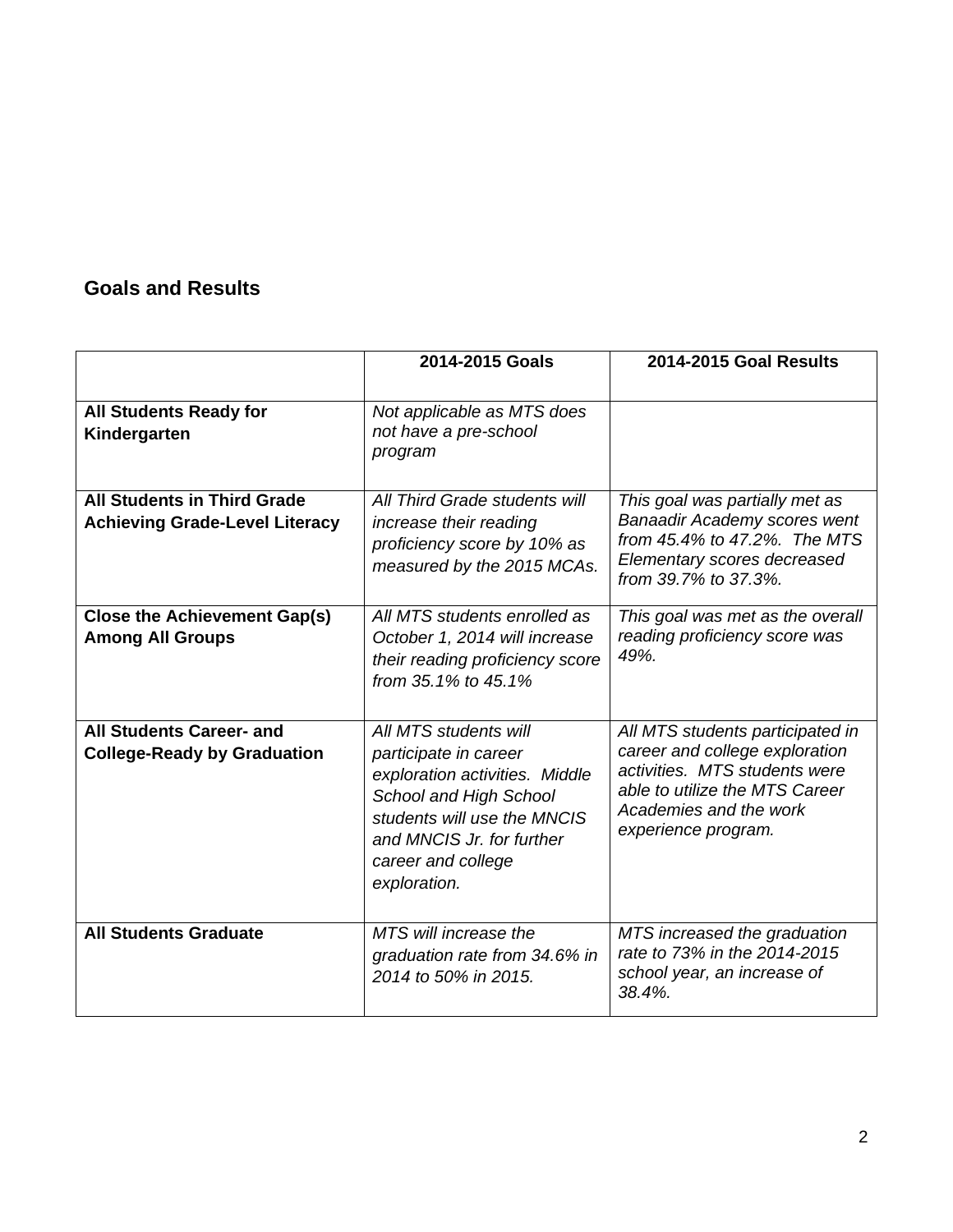## Goals and Results

| | **2014-2015 Goals** | **2014-2015 Goal Results** |
|---|---|---|
| **All Students Ready for Kindergarten** | *Not applicable as MTS does not have a pre-school program* | |
| **All Students in Third Grade Achieving Grade-Level Literacy** | *All Third Grade students will increase their reading proficiency score by 10% as measured by the 2015 MCAs.* | *This goal was partially met as Banaadir Academy scores went from 45.4% to 47.2%. The MTS Elementary scores decreased from 39.7% to 37.3%.* |
| **Close the Achievement Gap(s) Among All Groups** | *All MTS students enrolled as October 1, 2014 will increase their reading proficiency score from 35.1% to 45.1%* | *This goal was met as the overall reading proficiency score was 49%.* |
| **All Students Career- and College-Ready by Graduation** | *All MTS students will participate in career exploration activities. Middle School and High School students will use the MNCIS and MNCIS Jr. for further career and college exploration.* | *All MTS students participated in career and college exploration activities. MTS students were able to utilize the MTS Career Academies and the work experience program.* |
| **All Students Graduate** | *MTS will increase the graduation rate from 34.6% in 2014 to 50% in 2015.* | *MTS increased the graduation rate to 73% in the 2014-2015 school year, an increase of 38.4%.* |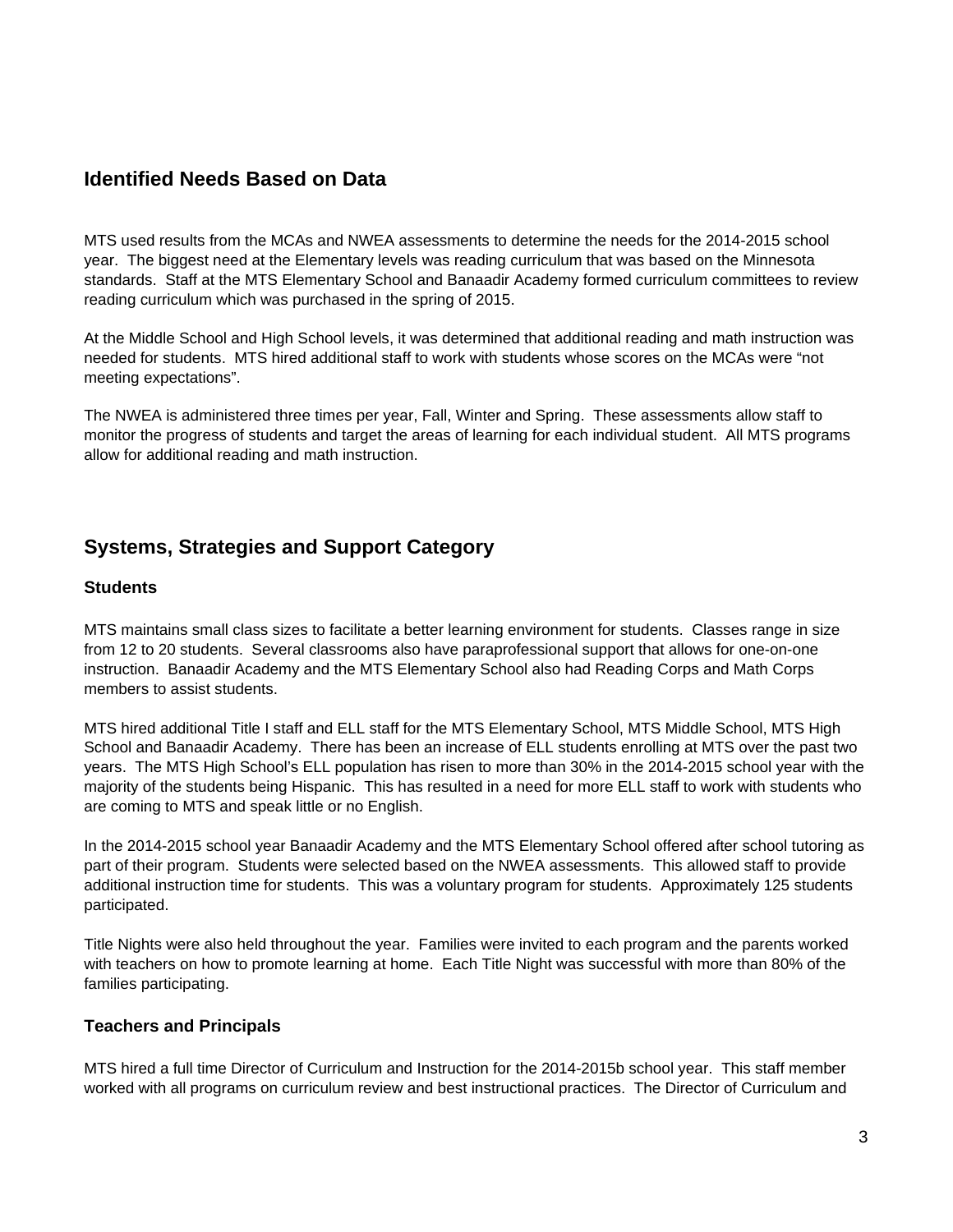## Identified Needs Based on Data

MTS used results from the MCAs and NWEA assessments to determine the needs for the 2014-2015 school year. The biggest need at the Elementary levels was reading curriculum that was based on the Minnesota standards. Staff at the MTS Elementary School and Banaadir Academy formed curriculum committees to review reading curriculum which was purchased in the spring of 2015.

At the Middle School and High School levels, it was determined that additional reading and math instruction was needed for students. MTS hired additional staff to work with students whose scores on the MCAs were "not meeting expectations".

The NWEA is administered three times per year, Fall, Winter and Spring. These assessments allow staff to monitor the progress of students and target the areas of learning for each individual student. All MTS programs allow for additional reading and math instruction.

## Systems, Strategies and Support Category

### Students

MTS maintains small class sizes to facilitate a better learning environment for students. Classes range in size from 12 to 20 students. Several classrooms also have paraprofessional support that allows for one-on-one instruction. Banaadir Academy and the MTS Elementary School also had Reading Corps and Math Corps members to assist students.

MTS hired additional Title I staff and ELL staff for the MTS Elementary School, MTS Middle School, MTS High School and Banaadir Academy. There has been an increase of ELL students enrolling at MTS over the past two years. The MTS High School's ELL population has risen to more than 30% in the 2014-2015 school year with the majority of the students being Hispanic. This has resulted in a need for more ELL staff to work with students who are coming to MTS and speak little or no English.

In the 2014-2015 school year Banaadir Academy and the MTS Elementary School offered after school tutoring as part of their program. Students were selected based on the NWEA assessments. This allowed staff to provide additional instruction time for students. This was a voluntary program for students. Approximately 125 students participated.

Title Nights were also held throughout the year. Families were invited to each program and the parents worked with teachers on how to promote learning at home. Each Title Night was successful with more than 80% of the families participating.

### Teachers and Principals

MTS hired a full time Director of Curriculum and Instruction for the 2014-2015b school year. This staff member worked with all programs on curriculum review and best instructional practices. The Director of Curriculum and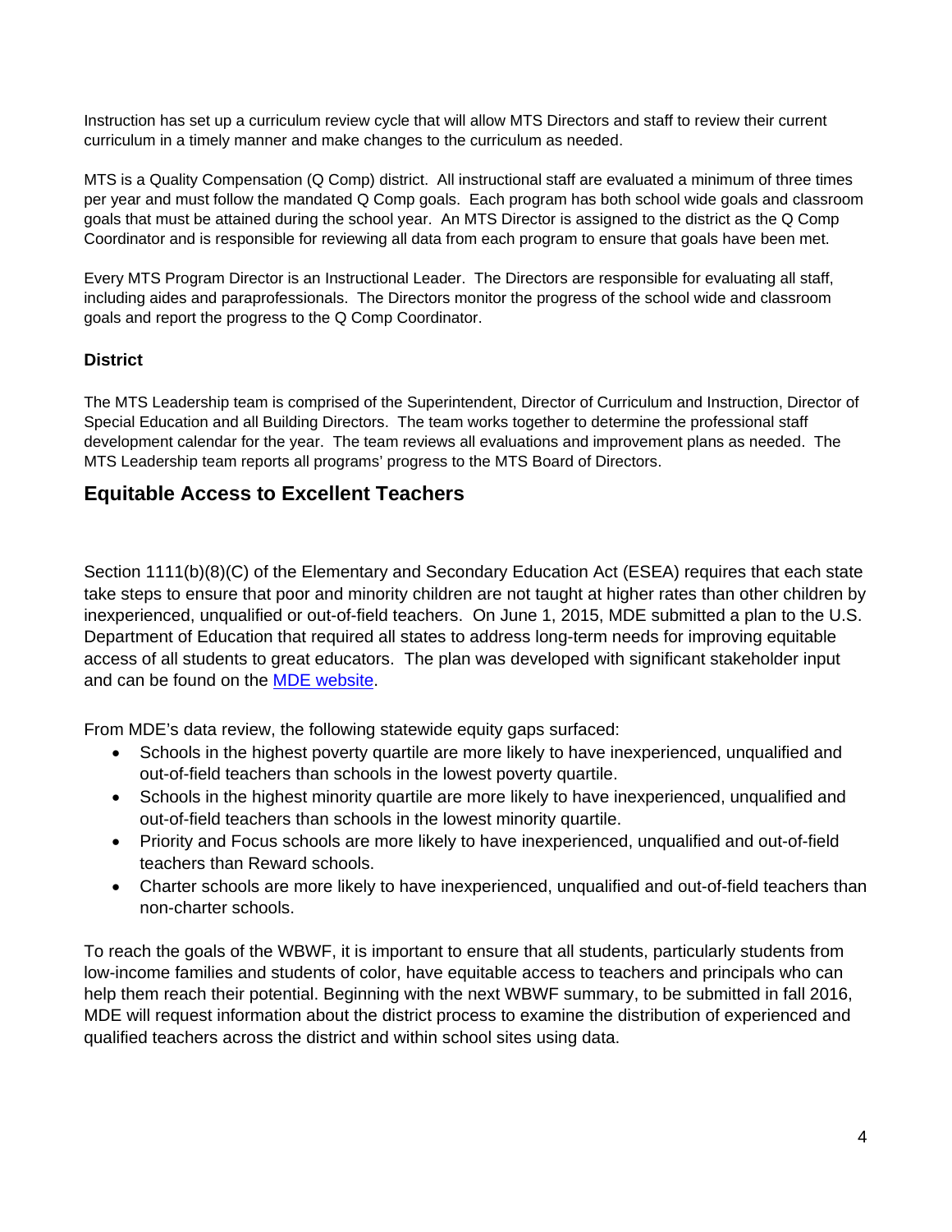Instruction has set up a curriculum review cycle that will allow MTS Directors and staff to review their current curriculum in a timely manner and make changes to the curriculum as needed.

MTS is a Quality Compensation (Q Comp) district. All instructional staff are evaluated a minimum of three times per year and must follow the mandated Q Comp goals. Each program has both school wide goals and classroom goals that must be attained during the school year. An MTS Director is assigned to the district as the Q Comp Coordinator and is responsible for reviewing all data from each program to ensure that goals have been met.

Every MTS Program Director is an Instructional Leader. The Directors are responsible for evaluating all staff, including aides and paraprofessionals. The Directors monitor the progress of the school wide and classroom goals and report the progress to the Q Comp Coordinator.

**District**

The MTS Leadership team is comprised of the Superintendent, Director of Curriculum and Instruction, Director of Special Education and all Building Directors. The team works together to determine the professional staff development calendar for the year. The team reviews all evaluations and improvement plans as needed. The MTS Leadership team reports all programs' progress to the MTS Board of Directors.

## Equitable Access to Excellent Teachers

Section 1111(b)(8)(C) of the Elementary and Secondary Education Act (ESEA) requires that each state take steps to ensure that poor and minority children are not taught at higher rates than other children by inexperienced, unqualified or out-of-field teachers. On June 1, 2015, MDE submitted a plan to the U.S. Department of Education that required all states to address long-term needs for improving equitable access of all students to great educators. The plan was developed with significant stakeholder input and can be found on the MDE website.

From MDE's data review, the following statewide equity gaps surfaced:

- Schools in the highest poverty quartile are more likely to have inexperienced, unqualified and out-of-field teachers than schools in the lowest poverty quartile.
- Schools in the highest minority quartile are more likely to have inexperienced, unqualified and out-of-field teachers than schools in the lowest minority quartile.
- Priority and Focus schools are more likely to have inexperienced, unqualified and out-of-field teachers than Reward schools.
- Charter schools are more likely to have inexperienced, unqualified and out-of-field teachers than non-charter schools.

To reach the goals of the WBWF, it is important to ensure that all students, particularly students from low-income families and students of color, have equitable access to teachers and principals who can help them reach their potential. Beginning with the next WBWF summary, to be submitted in fall 2016, MDE will request information about the district process to examine the distribution of experienced and qualified teachers across the district and within school sites using data.